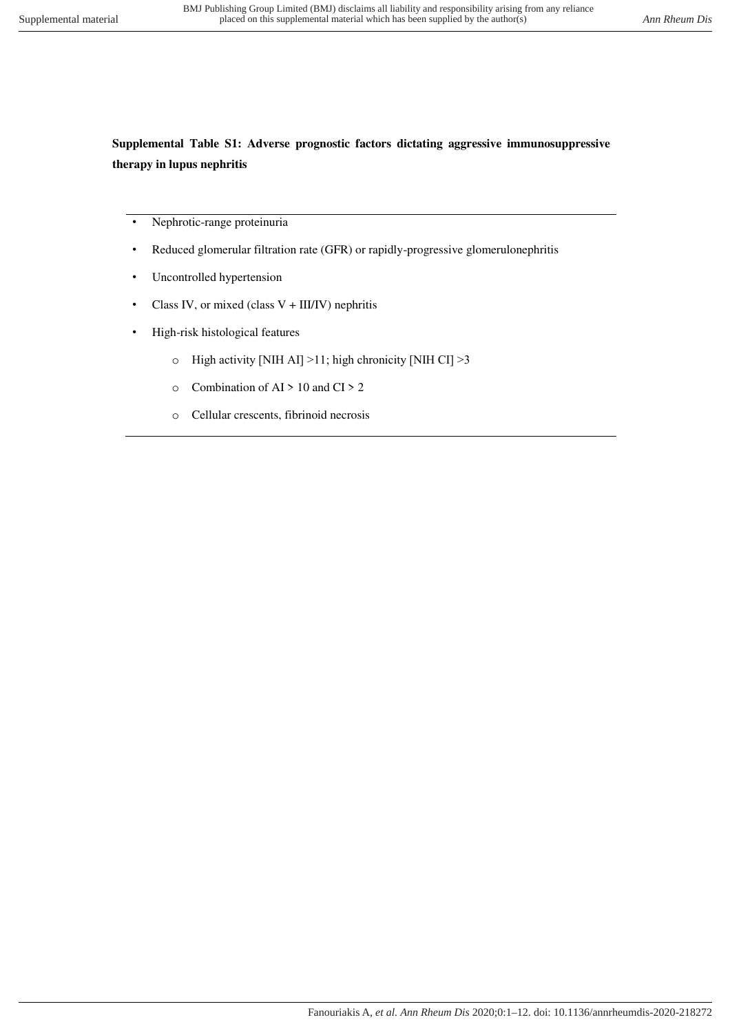**Supplemental Table S1: Adverse prognostic factors dictating aggressive immunosuppressive therapy in lupus nephritis**

- Nephrotic-range proteinuria
- Reduced glomerular filtration rate (GFR) or rapidly-progressive glomerulonephritis
- Uncontrolled hypertension
- Class IV, or mixed (class V + III/IV) nephritis
- High-risk histological features
  - High activity [NIH AI] >11; high chronicity [NIH CI] >3
  - Combination of AI > 10 and CI > 2
  - Cellular crescents, fibrinoid necrosis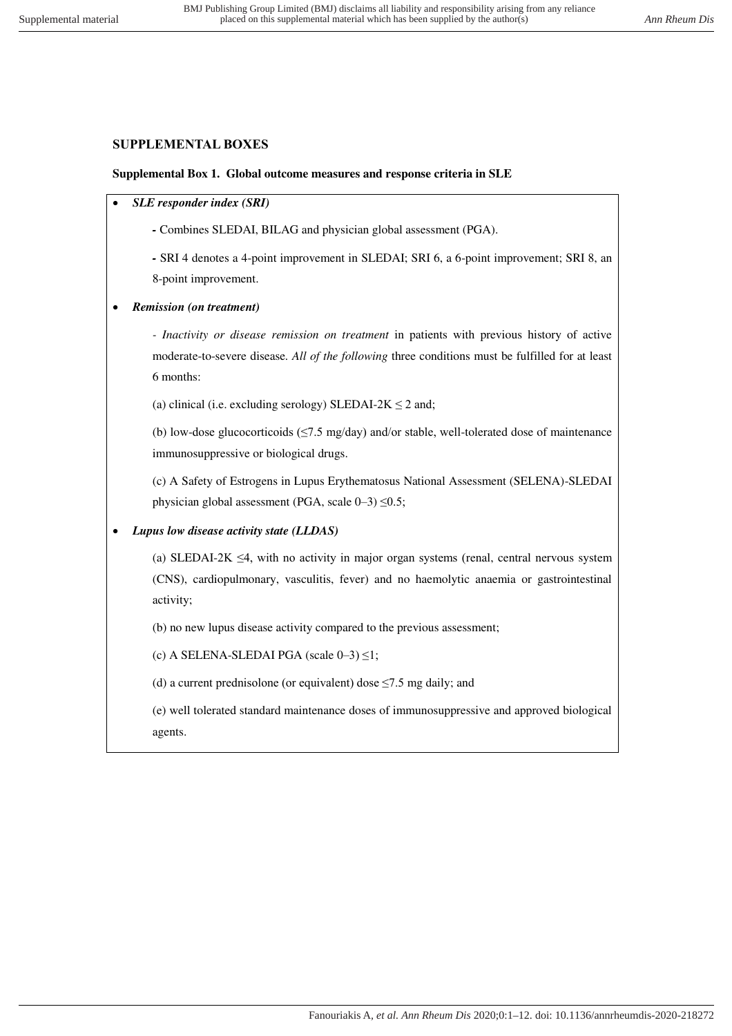## SUPPLEMENTAL BOXES

### Supplemental Box 1. Global outcome measures and response criteria in SLE

- ***SLE responder index (SRI)***

  - Combines SLEDAI, BILAG and physician global assessment (PGA).

  - SRI 4 denotes a 4-point improvement in SLEDAI; SRI 6, a 6-point improvement; SRI 8, an 8-point improvement.

- ***Remission (on treatment)***

  - *Inactivity or disease remission on treatment* in patients with previous history of active moderate-to-severe disease. *All of the following* three conditions must be fulfilled for at least 6 months:

  (a) clinical (i.e. excluding serology) SLEDAI-2K ≤ 2 and;

  (b) low-dose glucocorticoids (≤7.5 mg/day) and/or stable, well-tolerated dose of maintenance immunosuppressive or biological drugs.

  (c) A Safety of Estrogens in Lupus Erythematosus National Assessment (SELENA)-SLEDAI physician global assessment (PGA, scale 0–3) ≤0.5;

- ***Lupus low disease activity state (LLDAS)***

  (a) SLEDAI-2K ≤4, with no activity in major organ systems (renal, central nervous system (CNS), cardiopulmonary, vasculitis, fever) and no haemolytic anaemia or gastrointestinal activity;

  (b) no new lupus disease activity compared to the previous assessment;

  (c) A SELENA-SLEDAI PGA (scale 0–3) ≤1;

  (d) a current prednisolone (or equivalent) dose ≤7.5 mg daily; and

  (e) well tolerated standard maintenance doses of immunosuppressive and approved biological agents.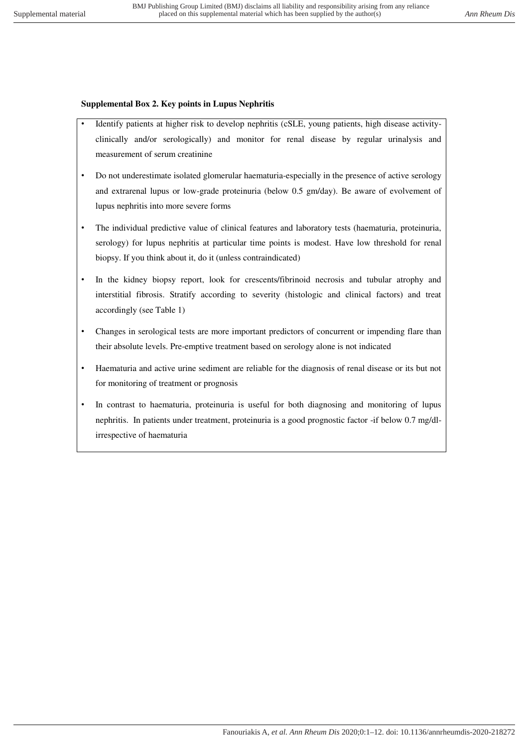**Supplemental Box 2. Key points in Lupus Nephritis**

- Identify patients at higher risk to develop nephritis (cSLE, young patients, high disease activity-clinically and/or serologically) and monitor for renal disease by regular urinalysis and measurement of serum creatinine
- Do not underestimate isolated glomerular haematuria-especially in the presence of active serology and extrarenal lupus or low-grade proteinuria (below 0.5 gm/day). Be aware of evolvement of lupus nephritis into more severe forms
- The individual predictive value of clinical features and laboratory tests (haematuria, proteinuria, serology) for lupus nephritis at particular time points is modest. Have low threshold for renal biopsy. If you think about it, do it (unless contraindicated)
- In the kidney biopsy report, look for crescents/fibrinoid necrosis and tubular atrophy and interstitial fibrosis. Stratify according to severity (histologic and clinical factors) and treat accordingly (see Table 1)
- Changes in serological tests are more important predictors of concurrent or impending flare than their absolute levels. Pre-emptive treatment based on serology alone is not indicated
- Haematuria and active urine sediment are reliable for the diagnosis of renal disease or its but not for monitoring of treatment or prognosis
- In contrast to haematuria, proteinuria is useful for both diagnosing and monitoring of lupus nephritis. In patients under treatment, proteinuria is a good prognostic factor -if below 0.7 mg/dl- irrespective of haematuria